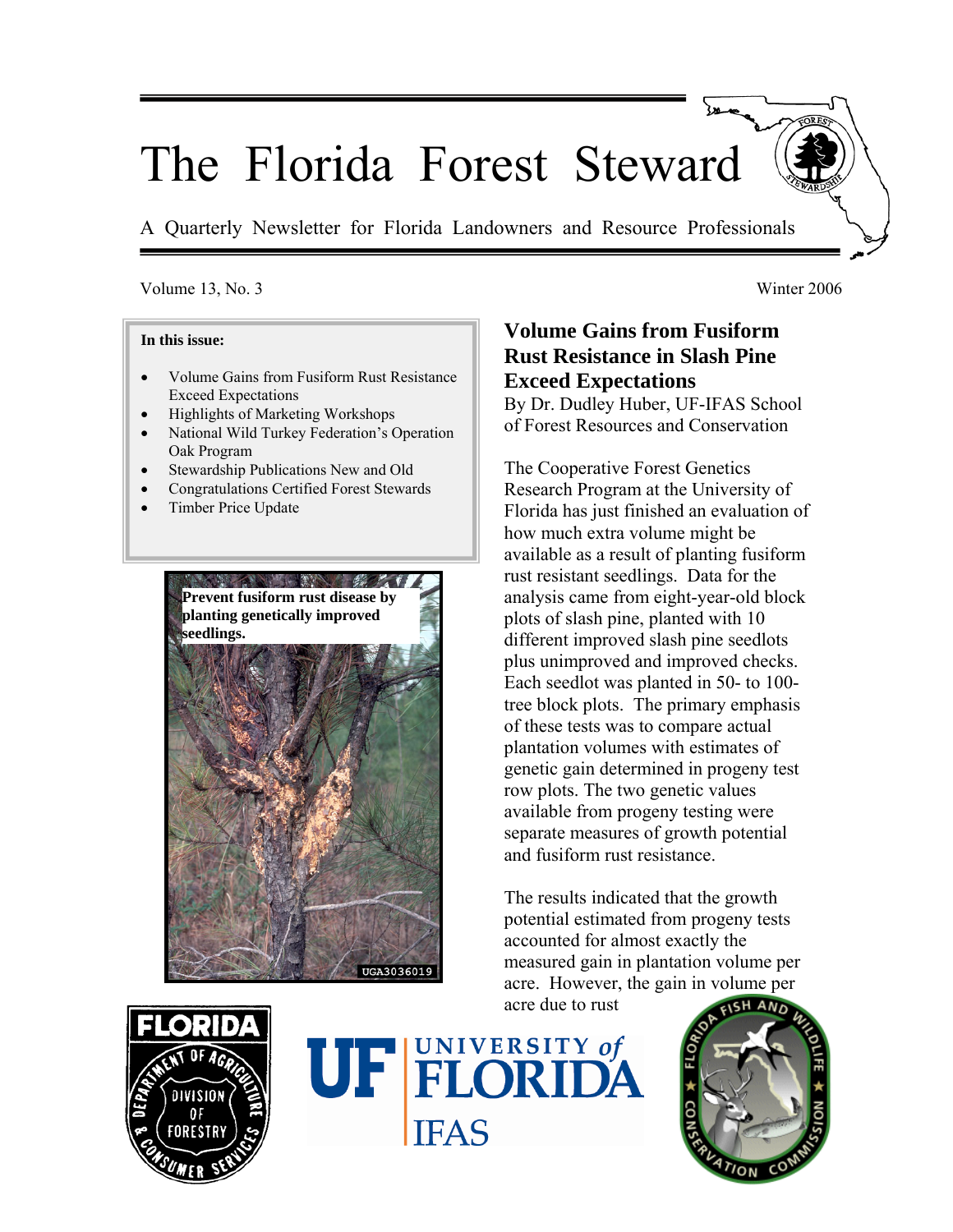# The Florida Forest Steward

A Quarterly Newsletter for Florida Landowners and Resource Professionals

Volume 13, No. 3 Winter 2006

**In this issue:**

- Volume Gains from Fusiform Rust Resistance Exceed Expectations
- Highlights of Marketing Workshops
- National Wild Turkey Federation's Operation Oak Program
- Stewardship Publications New and Old
- Congratulations Certified Forest Stewards
- Timber Price Update

**Prevent fusiform rust disease by planting genetically improved seedlings.**

## Volume Gains from Fusiform Rust Resistance in Slash Pine Exceed Expectations

By Dr. Dudley Huber, UF-IFAS School of Forest Resources and Conservation

The Cooperative Forest Genetics Research Program at the University of Florida has just finished an evaluation of how much extra volume might be available as a result of planting fusiform rust resistant seedlings. Data for the analysis came from eight-year-old block plots of slash pine, planted with 10 different improved slash pine seedlots plus unimproved and improved checks. Each seedlot was planted in 50- to 100-tree block plots. The primary emphasis of these tests was to compare actual plantation volumes with estimates of genetic gain determined in progeny test row plots. The two genetic values available from progeny testing were separate measures of growth potential and fusiform rust resistance.

The results indicated that the growth potential estimated from progeny tests accounted for almost exactly the measured gain in plantation volume per acre. However, the gain in volume per acre due to rust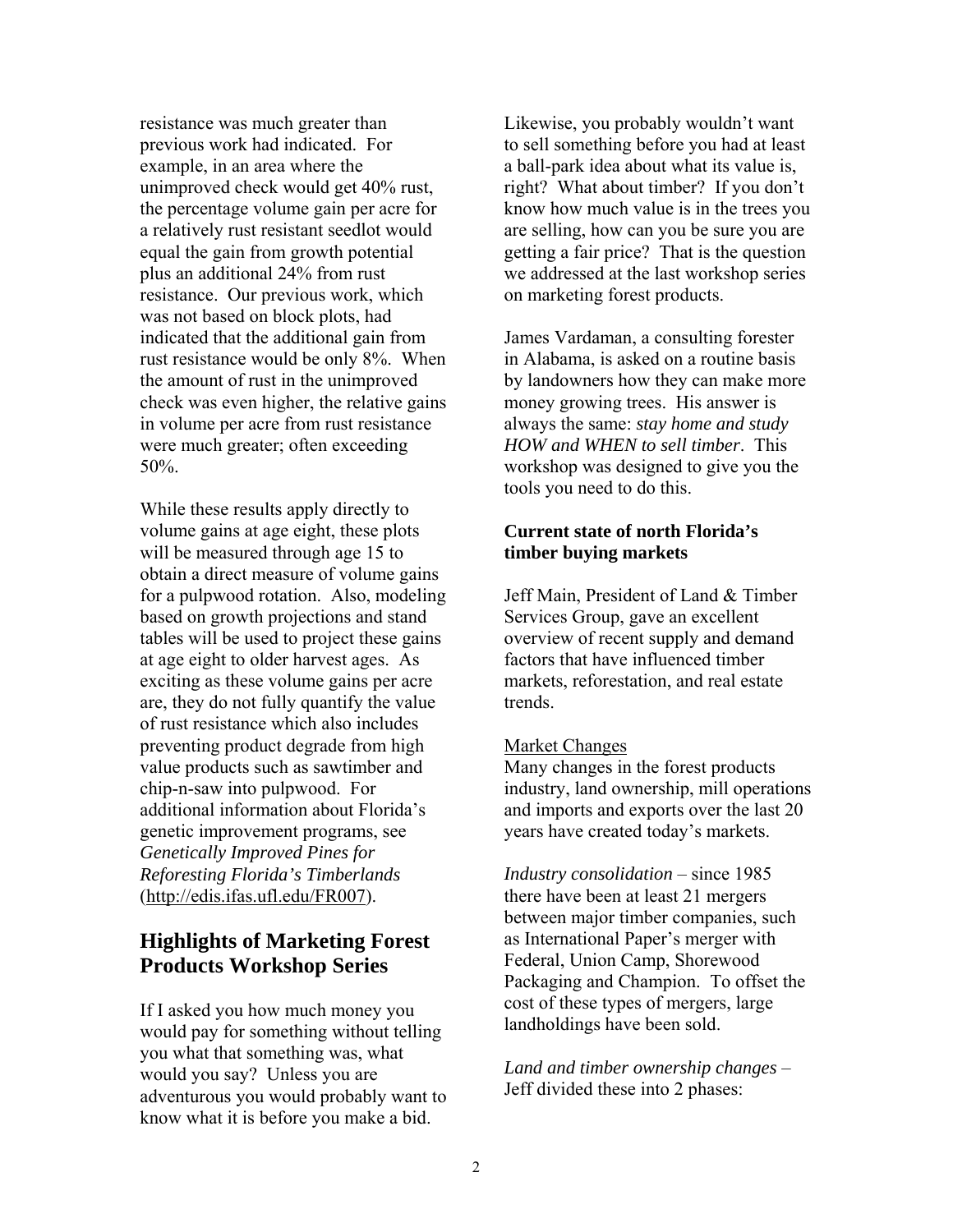resistance was much greater than previous work had indicated. For example, in an area where the unimproved check would get 40% rust, the percentage volume gain per acre for a relatively rust resistant seedlot would equal the gain from growth potential plus an additional 24% from rust resistance. Our previous work, which was not based on block plots, had indicated that the additional gain from rust resistance would be only 8%. When the amount of rust in the unimproved check was even higher, the relative gains in volume per acre from rust resistance were much greater; often exceeding 50%.

While these results apply directly to volume gains at age eight, these plots will be measured through age 15 to obtain a direct measure of volume gains for a pulpwood rotation. Also, modeling based on growth projections and stand tables will be used to project these gains at age eight to older harvest ages. As exciting as these volume gains per acre are, they do not fully quantify the value of rust resistance which also includes preventing product degrade from high value products such as sawtimber and chip-n-saw into pulpwood. For additional information about Florida's genetic improvement programs, see *Genetically Improved Pines for Reforesting Florida's Timberlands* (http://edis.ifas.ufl.edu/FR007).

## Highlights of Marketing Forest Products Workshop Series

If I asked you how much money you would pay for something without telling you what that something was, what would you say? Unless you are adventurous you would probably want to know what it is before you make a bid.

Likewise, you probably wouldn't want to sell something before you had at least a ball-park idea about what its value is, right? What about timber? If you don't know how much value is in the trees you are selling, how can you be sure you are getting a fair price? That is the question we addressed at the last workshop series on marketing forest products.

James Vardaman, a consulting forester in Alabama, is asked on a routine basis by landowners how they can make more money growing trees. His answer is always the same: *stay home and study HOW and WHEN to sell timber*. This workshop was designed to give you the tools you need to do this.

### Current state of north Florida's timber buying markets

Jeff Main, President of Land & Timber Services Group, gave an excellent overview of recent supply and demand factors that have influenced timber markets, reforestation, and real estate trends.

Market Changes

Many changes in the forest products industry, land ownership, mill operations and imports and exports over the last 20 years have created today's markets.

*Industry consolidation* – since 1985 there have been at least 21 mergers between major timber companies, such as International Paper's merger with Federal, Union Camp, Shorewood Packaging and Champion. To offset the cost of these types of mergers, large landholdings have been sold.

*Land and timber ownership changes* – Jeff divided these into 2 phases: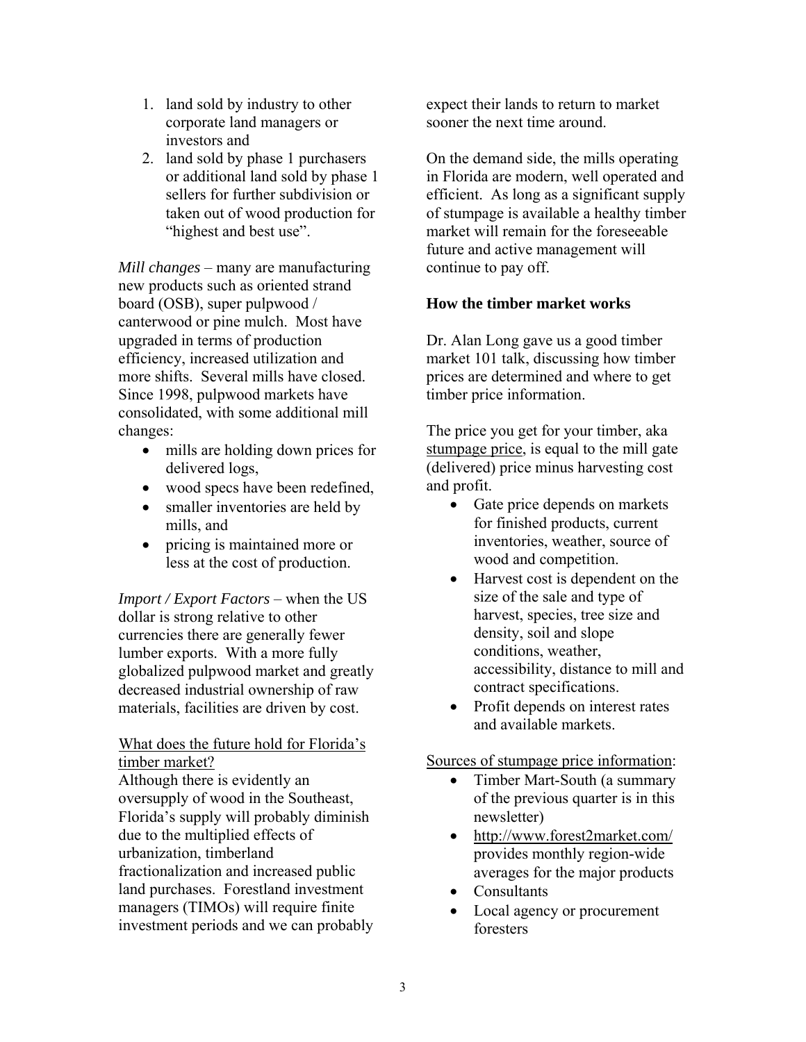1. land sold by industry to other corporate land managers or investors and
2. land sold by phase 1 purchasers or additional land sold by phase 1 sellers for further subdivision or taken out of wood production for "highest and best use".

*Mill changes* – many are manufacturing new products such as oriented strand board (OSB), super pulpwood / canterwood or pine mulch. Most have upgraded in terms of production efficiency, increased utilization and more shifts. Several mills have closed. Since 1998, pulpwood markets have consolidated, with some additional mill changes:

- mills are holding down prices for delivered logs,
- wood specs have been redefined,
- smaller inventories are held by mills, and
- pricing is maintained more or less at the cost of production.

*Import / Export Factors* – when the US dollar is strong relative to other currencies there are generally fewer lumber exports. With a more fully globalized pulpwood market and greatly decreased industrial ownership of raw materials, facilities are driven by cost.

<u>What does the future hold for Florida's timber market?</u>

Although there is evidently an oversupply of wood in the Southeast, Florida's supply will probably diminish due to the multiplied effects of urbanization, timberland fractionalization and increased public land purchases. Forestland investment managers (TIMOs) will require finite investment periods and we can probably expect their lands to return to market sooner the next time around.

On the demand side, the mills operating in Florida are modern, well operated and efficient. As long as a significant supply of stumpage is available a healthy timber market will remain for the foreseeable future and active management will continue to pay off.

**How the timber market works**

Dr. Alan Long gave us a good timber market 101 talk, discussing how timber prices are determined and where to get timber price information.

The price you get for your timber, aka <u>stumpage price</u>, is equal to the mill gate (delivered) price minus harvesting cost and profit.

- Gate price depends on markets for finished products, current inventories, weather, source of wood and competition.
- Harvest cost is dependent on the size of the sale and type of harvest, species, tree size and density, soil and slope conditions, weather, accessibility, distance to mill and contract specifications.
- Profit depends on interest rates and available markets.

<u>Sources of stumpage price information</u>:

- Timber Mart-South (a summary of the previous quarter is in this newsletter)
- http://www.forest2market.com/ provides monthly region-wide averages for the major products
- Consultants
- Local agency or procurement foresters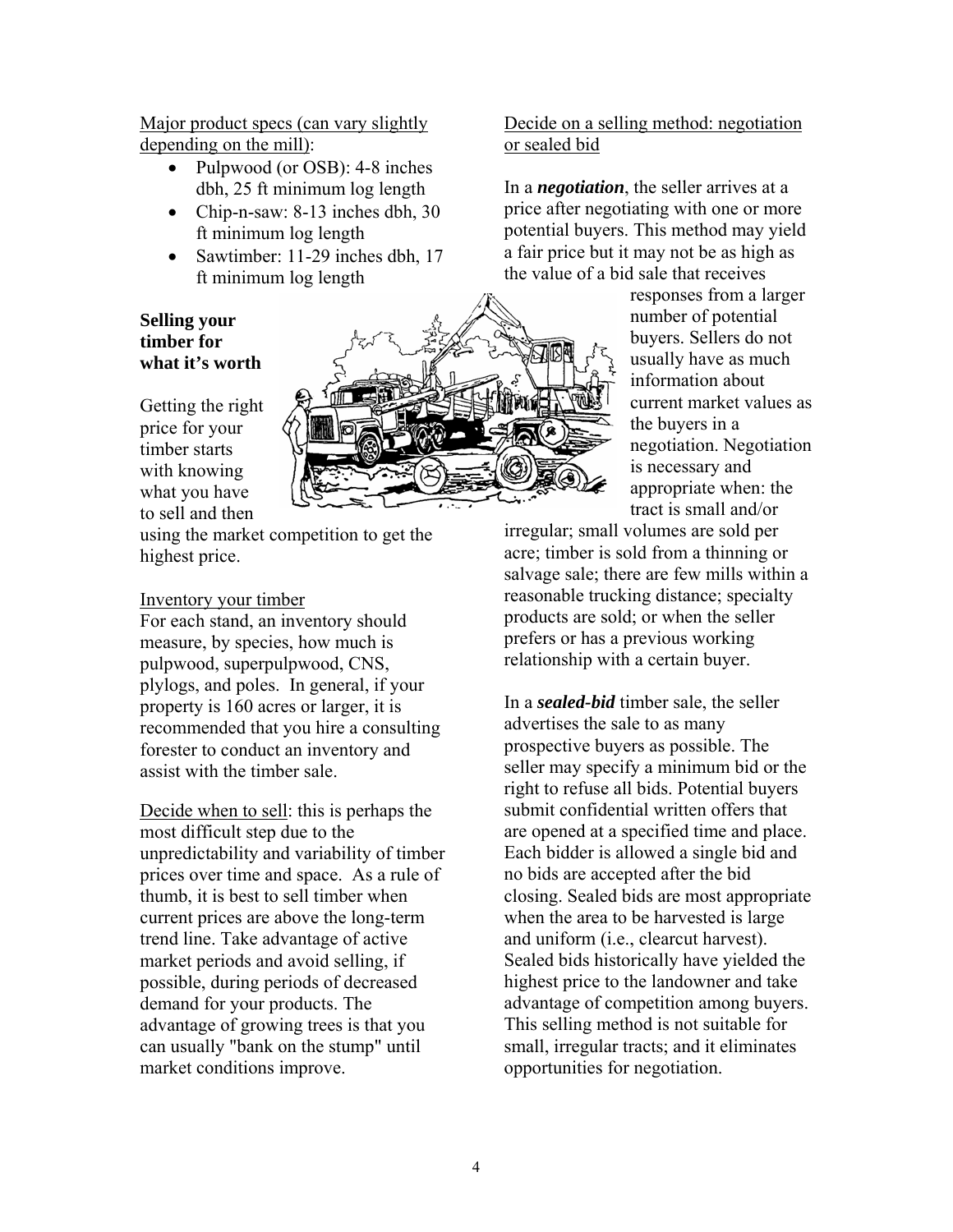Major product specs (can vary slightly depending on the mill):

- Pulpwood (or OSB): 4-8 inches dbh, 25 ft minimum log length
- Chip-n-saw: 8-13 inches dbh, 30 ft minimum log length
- Sawtimber: 11-29 inches dbh, 17 ft minimum log length

**Selling your timber for what it's worth**

Getting the right price for your timber starts with knowing what you have to sell and then using the market competition to get the highest price.

Inventory your timber

For each stand, an inventory should measure, by species, how much is pulpwood, superpulpwood, CNS, plylogs, and poles. In general, if your property is 160 acres or larger, it is recommended that you hire a consulting forester to conduct an inventory and assist with the timber sale.

Decide when to sell: this is perhaps the most difficult step due to the unpredictability and variability of timber prices over time and space. As a rule of thumb, it is best to sell timber when current prices are above the long-term trend line. Take advantage of active market periods and avoid selling, if possible, during periods of decreased demand for your products. The advantage of growing trees is that you can usually "bank on the stump" until market conditions improve.

Decide on a selling method: negotiation or sealed bid

In a ***negotiation***, the seller arrives at a price after negotiating with one or more potential buyers. This method may yield a fair price but it may not be as high as the value of a bid sale that receives responses from a larger number of potential buyers. Sellers do not usually have as much information about current market values as the buyers in a negotiation. Negotiation is necessary and appropriate when: the tract is small and/or irregular; small volumes are sold per acre; timber is sold from a thinning or salvage sale; there are few mills within a reasonable trucking distance; specialty products are sold; or when the seller prefers or has a previous working relationship with a certain buyer.

In a ***sealed-bid*** timber sale, the seller advertises the sale to as many prospective buyers as possible. The seller may specify a minimum bid or the right to refuse all bids. Potential buyers submit confidential written offers that are opened at a specified time and place. Each bidder is allowed a single bid and no bids are accepted after the bid closing. Sealed bids are most appropriate when the area to be harvested is large and uniform (i.e., clearcut harvest). Sealed bids historically have yielded the highest price to the landowner and take advantage of competition among buyers. This selling method is not suitable for small, irregular tracts; and it eliminates opportunities for negotiation.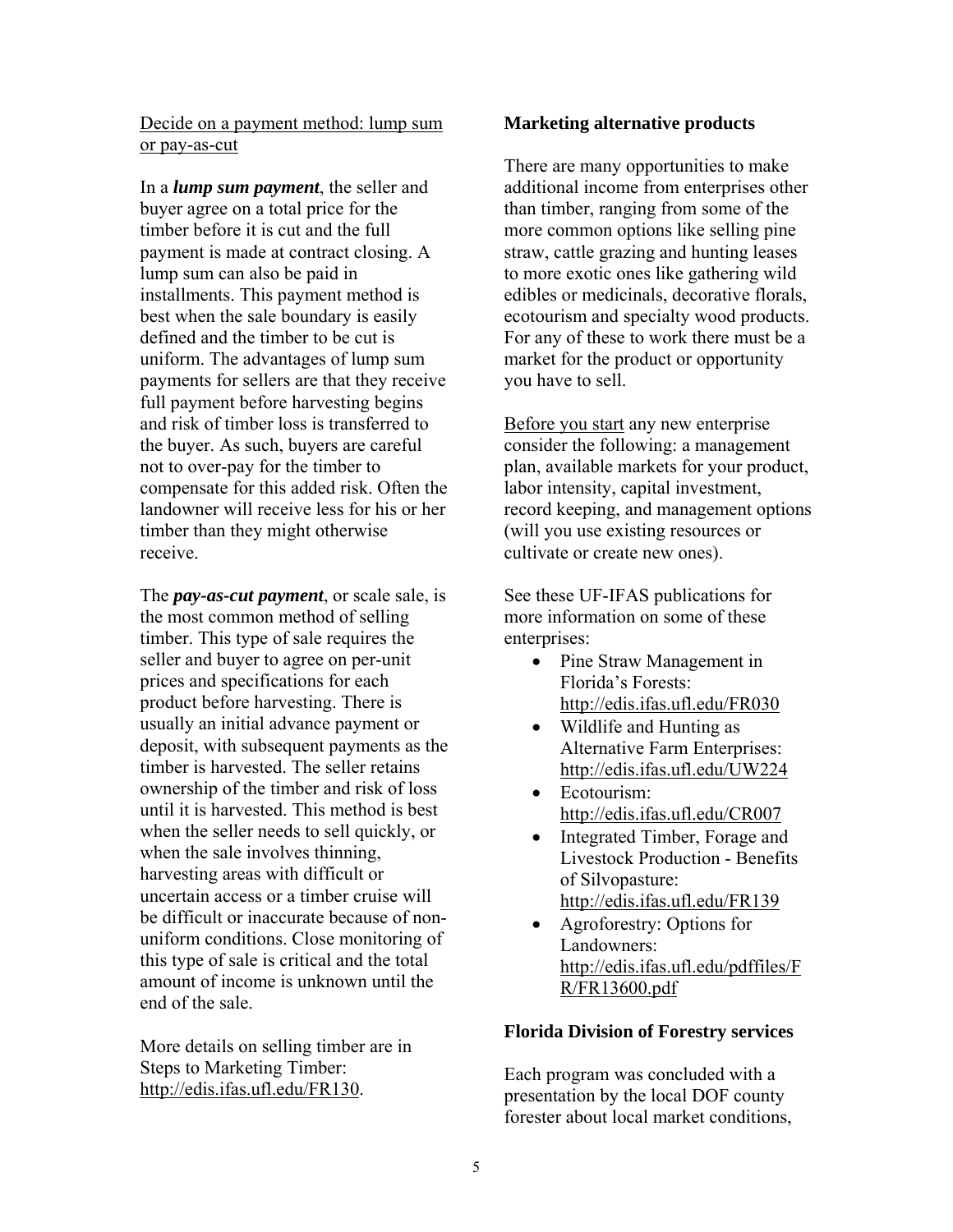Decide on a payment method: lump sum or pay-as-cut

In a ***lump sum payment***, the seller and buyer agree on a total price for the timber before it is cut and the full payment is made at contract closing. A lump sum can also be paid in installments. This payment method is best when the sale boundary is easily defined and the timber to be cut is uniform. The advantages of lump sum payments for sellers are that they receive full payment before harvesting begins and risk of timber loss is transferred to the buyer. As such, buyers are careful not to over-pay for the timber to compensate for this added risk. Often the landowner will receive less for his or her timber than they might otherwise receive.

The ***pay-as-cut payment***, or scale sale, is the most common method of selling timber. This type of sale requires the seller and buyer to agree on per-unit prices and specifications for each product before harvesting. There is usually an initial advance payment or deposit, with subsequent payments as the timber is harvested. The seller retains ownership of the timber and risk of loss until it is harvested. This method is best when the seller needs to sell quickly, or when the sale involves thinning, harvesting areas with difficult or uncertain access or a timber cruise will be difficult or inaccurate because of non-uniform conditions. Close monitoring of this type of sale is critical and the total amount of income is unknown until the end of the sale.

More details on selling timber are in Steps to Marketing Timber: http://edis.ifas.ufl.edu/FR130.

**Marketing alternative products**

There are many opportunities to make additional income from enterprises other than timber, ranging from some of the more common options like selling pine straw, cattle grazing and hunting leases to more exotic ones like gathering wild edibles or medicinals, decorative florals, ecotourism and specialty wood products. For any of these to work there must be a market for the product or opportunity you have to sell.

Before you start any new enterprise consider the following: a management plan, available markets for your product, labor intensity, capital investment, record keeping, and management options (will you use existing resources or cultivate or create new ones).

See these UF-IFAS publications for more information on some of these enterprises:

- Pine Straw Management in Florida's Forests: http://edis.ifas.ufl.edu/FR030
- Wildlife and Hunting as Alternative Farm Enterprises: http://edis.ifas.ufl.edu/UW224
- Ecotourism: http://edis.ifas.ufl.edu/CR007
- Integrated Timber, Forage and Livestock Production - Benefits of Silvopasture: http://edis.ifas.ufl.edu/FR139
- Agroforestry: Options for Landowners: http://edis.ifas.ufl.edu/pdffiles/FR/FR13600.pdf

**Florida Division of Forestry services**

Each program was concluded with a presentation by the local DOF county forester about local market conditions,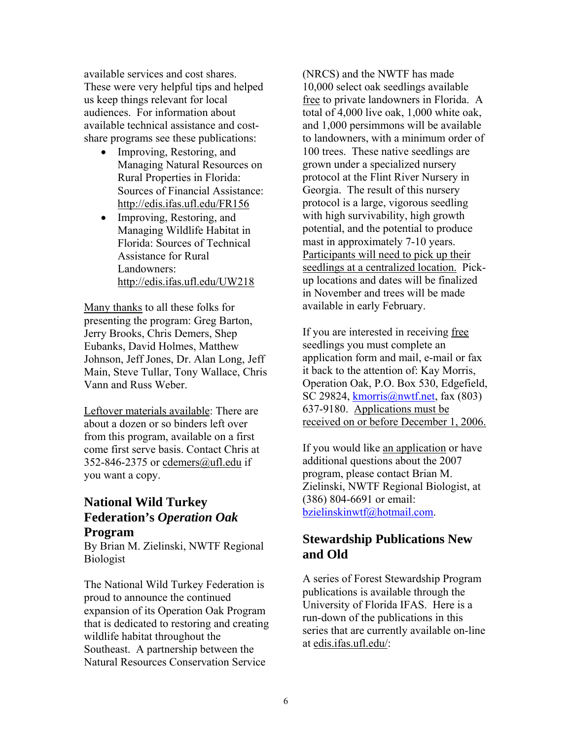available services and cost shares. These were very helpful tips and helped us keep things relevant for local audiences. For information about available technical assistance and cost-share programs see these publications:

- Improving, Restoring, and Managing Natural Resources on Rural Properties in Florida: Sources of Financial Assistance: http://edis.ifas.ufl.edu/FR156
- Improving, Restoring, and Managing Wildlife Habitat in Florida: Sources of Technical Assistance for Rural Landowners: http://edis.ifas.ufl.edu/UW218

Many thanks to all these folks for presenting the program: Greg Barton, Jerry Brooks, Chris Demers, Shep Eubanks, David Holmes, Matthew Johnson, Jeff Jones, Dr. Alan Long, Jeff Main, Steve Tullar, Tony Wallace, Chris Vann and Russ Weber.

Leftover materials available: There are about a dozen or so binders left over from this program, available on a first come first serve basis. Contact Chris at 352-846-2375 or cdemers@ufl.edu if you want a copy.

## National Wild Turkey Federation's *Operation Oak* Program

By Brian M. Zielinski, NWTF Regional Biologist

The National Wild Turkey Federation is proud to announce the continued expansion of its Operation Oak Program that is dedicated to restoring and creating wildlife habitat throughout the Southeast. A partnership between the Natural Resources Conservation Service (NRCS) and the NWTF has made 10,000 select oak seedlings available free to private landowners in Florida. A total of 4,000 live oak, 1,000 white oak, and 1,000 persimmons will be available to landowners, with a minimum order of 100 trees. These native seedlings are grown under a specialized nursery protocol at the Flint River Nursery in Georgia. The result of this nursery protocol is a large, vigorous seedling with high survivability, high growth potential, and the potential to produce mast in approximately 7-10 years. Participants will need to pick up their seedlings at a centralized location. Pick-up locations and dates will be finalized in November and trees will be made available in early February.

If you are interested in receiving free seedlings you must complete an application form and mail, e-mail or fax it back to the attention of: Kay Morris, Operation Oak, P.O. Box 530, Edgefield, SC 29824, kmorris@nwtf.net, fax (803) 637-9180. Applications must be received on or before December 1, 2006.

If you would like an application or have additional questions about the 2007 program, please contact Brian M. Zielinski, NWTF Regional Biologist, at (386) 804-6691 or email: bzielinskinwtf@hotmail.com.

## Stewardship Publications New and Old

A series of Forest Stewardship Program publications is available through the University of Florida IFAS. Here is a run-down of the publications in this series that are currently available on-line at edis.ifas.ufl.edu/: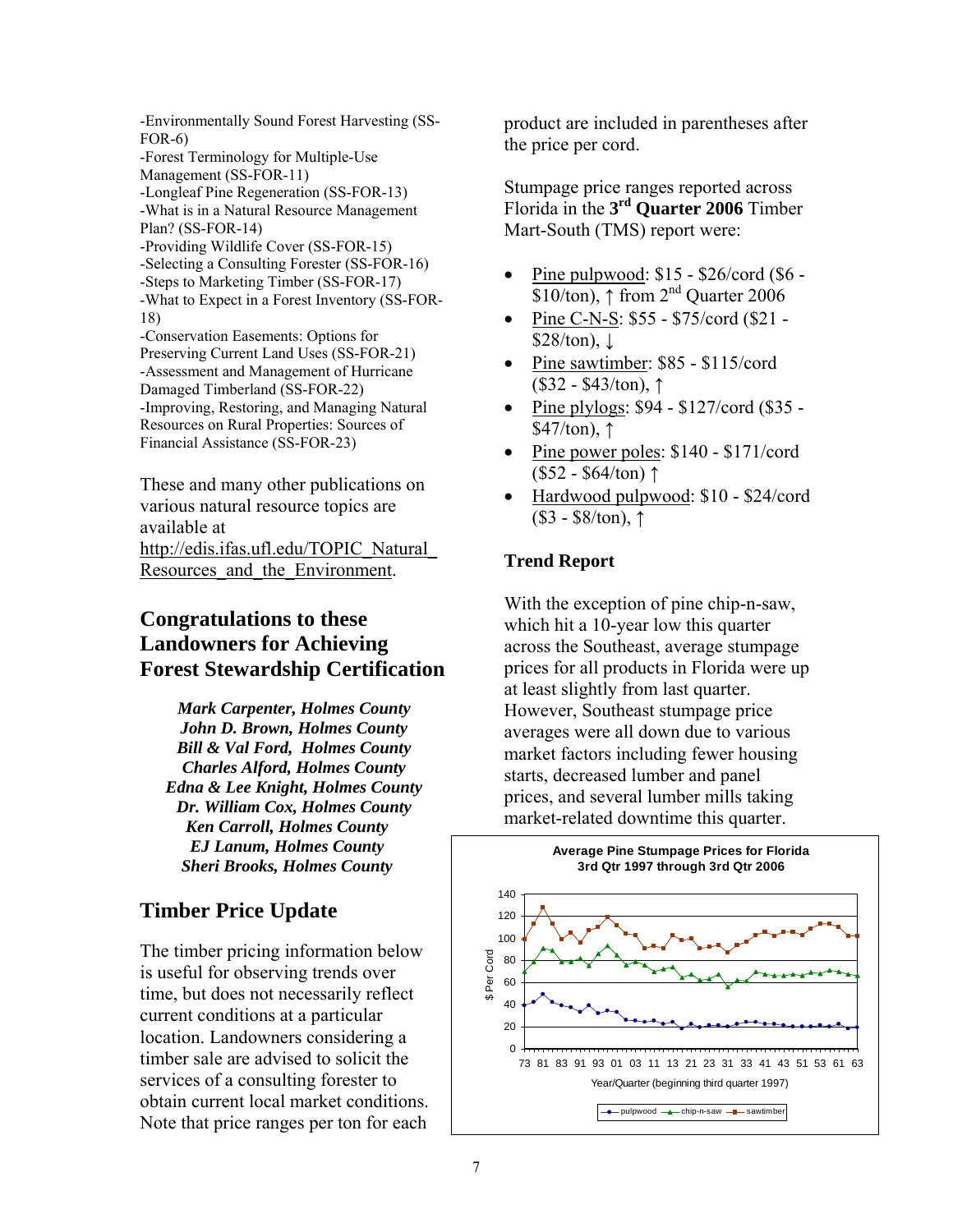-Environmentally Sound Forest Harvesting (SS-FOR-6)
-Forest Terminology for Multiple-Use Management (SS-FOR-11)
-Longleaf Pine Regeneration (SS-FOR-13)
-What is in a Natural Resource Management Plan? (SS-FOR-14)
-Providing Wildlife Cover (SS-FOR-15)
-Selecting a Consulting Forester (SS-FOR-16)
-Steps to Marketing Timber (SS-FOR-17)
-What to Expect in a Forest Inventory (SS-FOR-18)
-Conservation Easements: Options for Preserving Current Land Uses (SS-FOR-21)
-Assessment and Management of Hurricane Damaged Timberland (SS-FOR-22)
-Improving, Restoring, and Managing Natural Resources on Rural Properties: Sources of Financial Assistance (SS-FOR-23)

These and many other publications on various natural resource topics are available at http://edis.ifas.ufl.edu/TOPIC_Natural_Resources_and_the_Environment.

## Congratulations to these Landowners for Achieving Forest Stewardship Certification

***Mark Carpenter, Holmes County***
***John D. Brown, Holmes County***
***Bill & Val Ford, Holmes County***
***Charles Alford, Holmes County***
***Edna & Lee Knight, Holmes County***
***Dr. William Cox, Holmes County***
***Ken Carroll, Holmes County***
***EJ Lanum, Holmes County***
***Sheri Brooks, Holmes County***

## Timber Price Update

The timber pricing information below is useful for observing trends over time, but does not necessarily reflect current conditions at a particular location. Landowners considering a timber sale are advised to solicit the services of a consulting forester to obtain current local market conditions. Note that price ranges per ton for each product are included in parentheses after the price per cord.

Stumpage price ranges reported across Florida in the **3rd Quarter 2006** Timber Mart-South (TMS) report were:

- Pine pulpwood: \$15 - \$26/cord (\$6 - \$10/ton), ↑ from 2nd Quarter 2006
- Pine C-N-S: \$55 - \$75/cord (\$21 - \$28/ton), ↓
- Pine sawtimber: \$85 - \$115/cord (\$32 - \$43/ton), ↑
- Pine plylogs: \$94 - \$127/cord (\$35 - \$47/ton), ↑
- Pine power poles: \$140 - \$171/cord (\$52 - \$64/ton) ↑
- Hardwood pulpwood: \$10 - \$24/cord (\$3 - \$8/ton), ↑

**Trend Report**

With the exception of pine chip-n-saw, which hit a 10-year low this quarter across the Southeast, average stumpage prices for all products in Florida were up at least slightly from last quarter. However, Southeast stumpage price averages were all down due to various market factors including fewer housing starts, decreased lumber and panel prices, and several lumber mills taking market-related downtime this quarter.

Average Pine Stumpage Prices for Florida
3rd Qtr 1997 through 3rd Qtr 2006

$ Per Cord
0 20 40 60 80 100 120 140

73 81 83 91 93 01 03 11 13 21 23 31 33 41 43 51 53 61 63
Year/Quarter (beginning third quarter 1997)

pulpwood chip-n-saw sawtimber